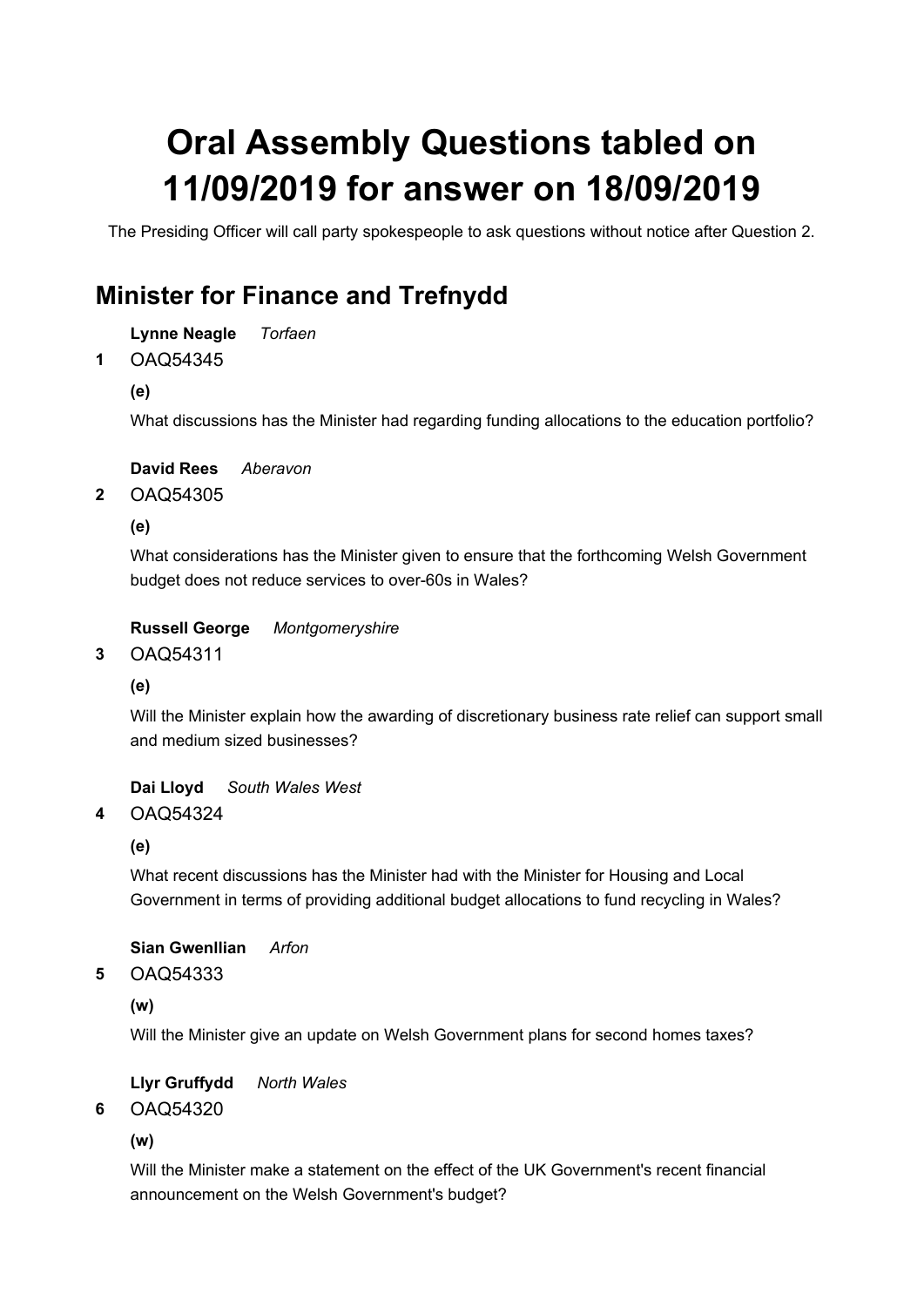# Oral Assembly Questions tabled on 11/09/2019 for answer on 18/09/2019

The Presiding Officer will call party spokespeople to ask questions without notice after Question 2.

## Minister for Finance and Trefnydd

**Lynne Neagle** *Torfaen*

**1** OAQ54345

**(e)**

What discussions has the Minister had regarding funding allocations to the education portfolio?

**David Rees** *Aberavon*

**2** OAQ54305

**(e)**

What considerations has the Minister given to ensure that the forthcoming Welsh Government budget does not reduce services to over-60s in Wales?

**Russell George** *Montgomeryshire*

**3** OAQ54311

**(e)**

Will the Minister explain how the awarding of discretionary business rate relief can support small and medium sized businesses?

**Dai Lloyd** *South Wales West*

**4** OAQ54324

**(e)**

What recent discussions has the Minister had with the Minister for Housing and Local Government in terms of providing additional budget allocations to fund recycling in Wales?

**Sian Gwenllian** *Arfon*

**5** OAQ54333

**(w)**

Will the Minister give an update on Welsh Government plans for second homes taxes?

**Llyr Gruffydd** *North Wales*

**6** OAQ54320

**(w)**

Will the Minister make a statement on the effect of the UK Government's recent financial announcement on the Welsh Government's budget?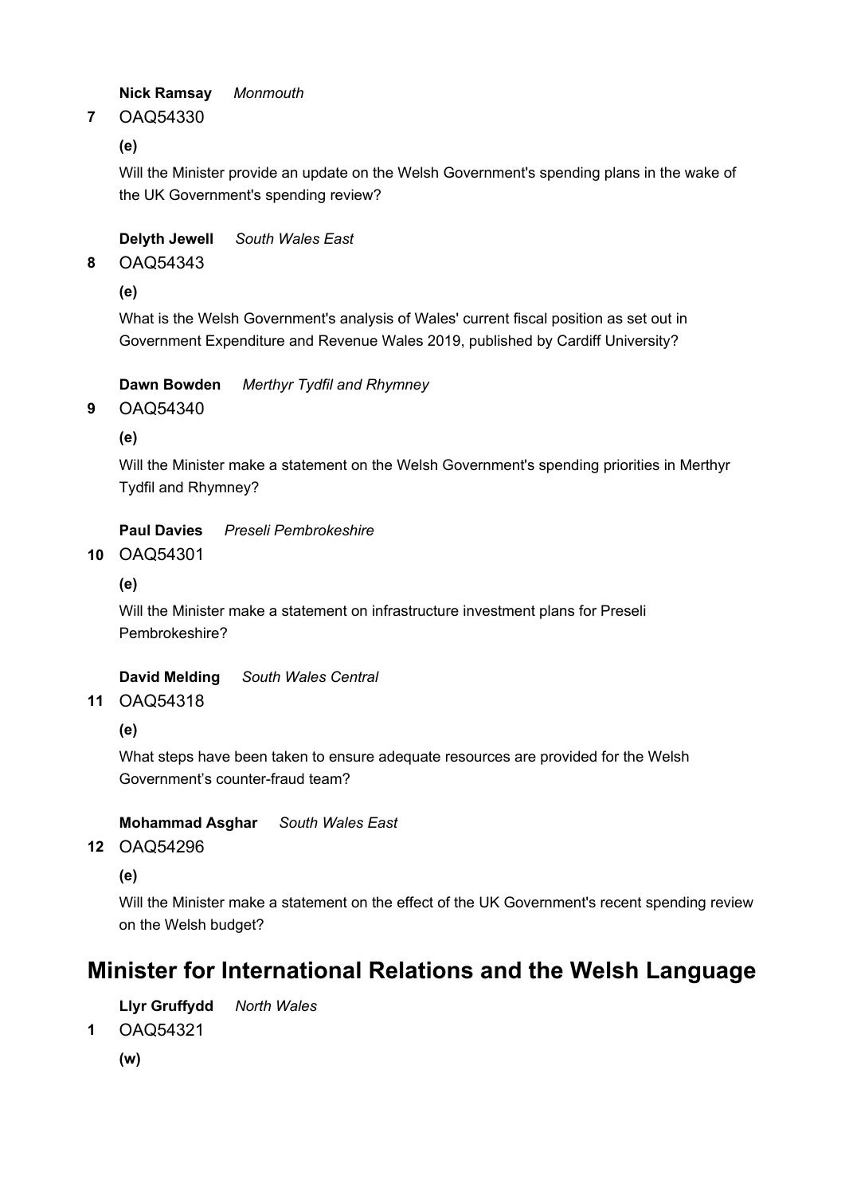**Nick Ramsay** *Monmouth*

**7** OAQ54330

**(e)**

Will the Minister provide an update on the Welsh Government's spending plans in the wake of the UK Government's spending review?

**Delyth Jewell** *South Wales East*

**8** OAQ54343

**(e)**

What is the Welsh Government's analysis of Wales' current fiscal position as set out in Government Expenditure and Revenue Wales 2019, published by Cardiff University?

**Dawn Bowden** *Merthyr Tydfil and Rhymney*

**9** OAQ54340

**(e)**

Will the Minister make a statement on the Welsh Government's spending priorities in Merthyr Tydfil and Rhymney?

**Paul Davies** *Preseli Pembrokeshire*

**10** OAQ54301

**(e)**

Will the Minister make a statement on infrastructure investment plans for Preseli Pembrokeshire?

**David Melding** *South Wales Central*

**11** OAQ54318

**(e)**

What steps have been taken to ensure adequate resources are provided for the Welsh Government's counter-fraud team?

**Mohammad Asghar** *South Wales East*

**12** OAQ54296

**(e)**

Will the Minister make a statement on the effect of the UK Government's recent spending review on the Welsh budget?

## Minister for International Relations and the Welsh Language

**Llyr Gruffydd** *North Wales*

**1** OAQ54321

**(w)**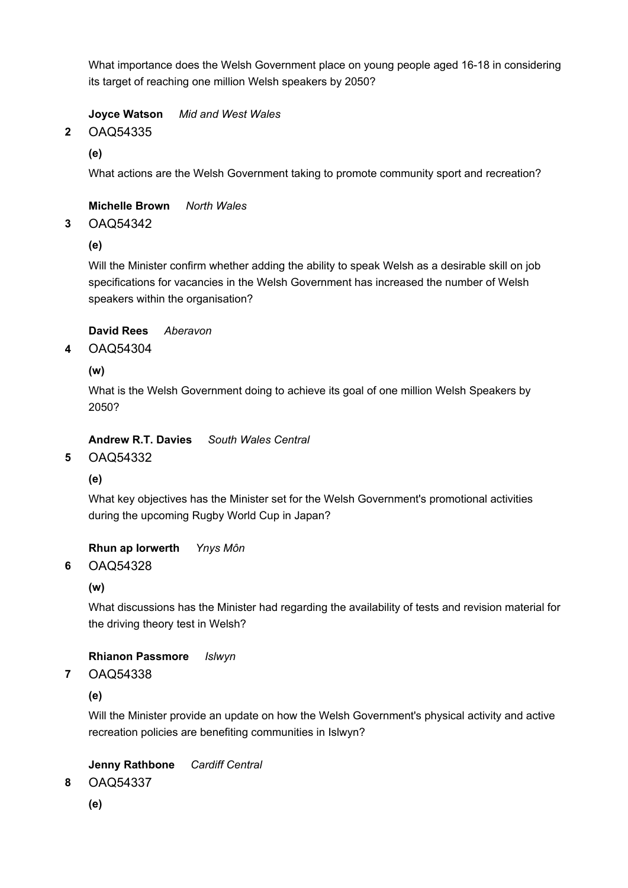What importance does the Welsh Government place on young people aged 16-18 in considering its target of reaching one million Welsh speakers by 2050?

**Joyce Watson** *Mid and West Wales*

**2** OAQ54335

**(e)**

What actions are the Welsh Government taking to promote community sport and recreation?

**Michelle Brown** *North Wales*

**3** OAQ54342

**(e)**

Will the Minister confirm whether adding the ability to speak Welsh as a desirable skill on job specifications for vacancies in the Welsh Government has increased the number of Welsh speakers within the organisation?

**David Rees** *Aberavon*

**4** OAQ54304

**(w)**

What is the Welsh Government doing to achieve its goal of one million Welsh Speakers by 2050?

**Andrew R.T. Davies** *South Wales Central*

**5** OAQ54332

**(e)**

What key objectives has the Minister set for the Welsh Government's promotional activities during the upcoming Rugby World Cup in Japan?

**Rhun ap Iorwerth** *Ynys Môn*

**6** OAQ54328

**(w)**

What discussions has the Minister had regarding the availability of tests and revision material for the driving theory test in Welsh?

**Rhianon Passmore** *Islwyn*

**7** OAQ54338

**(e)**

Will the Minister provide an update on how the Welsh Government's physical activity and active recreation policies are benefiting communities in Islwyn?

**Jenny Rathbone** *Cardiff Central*

**8** OAQ54337

**(e)**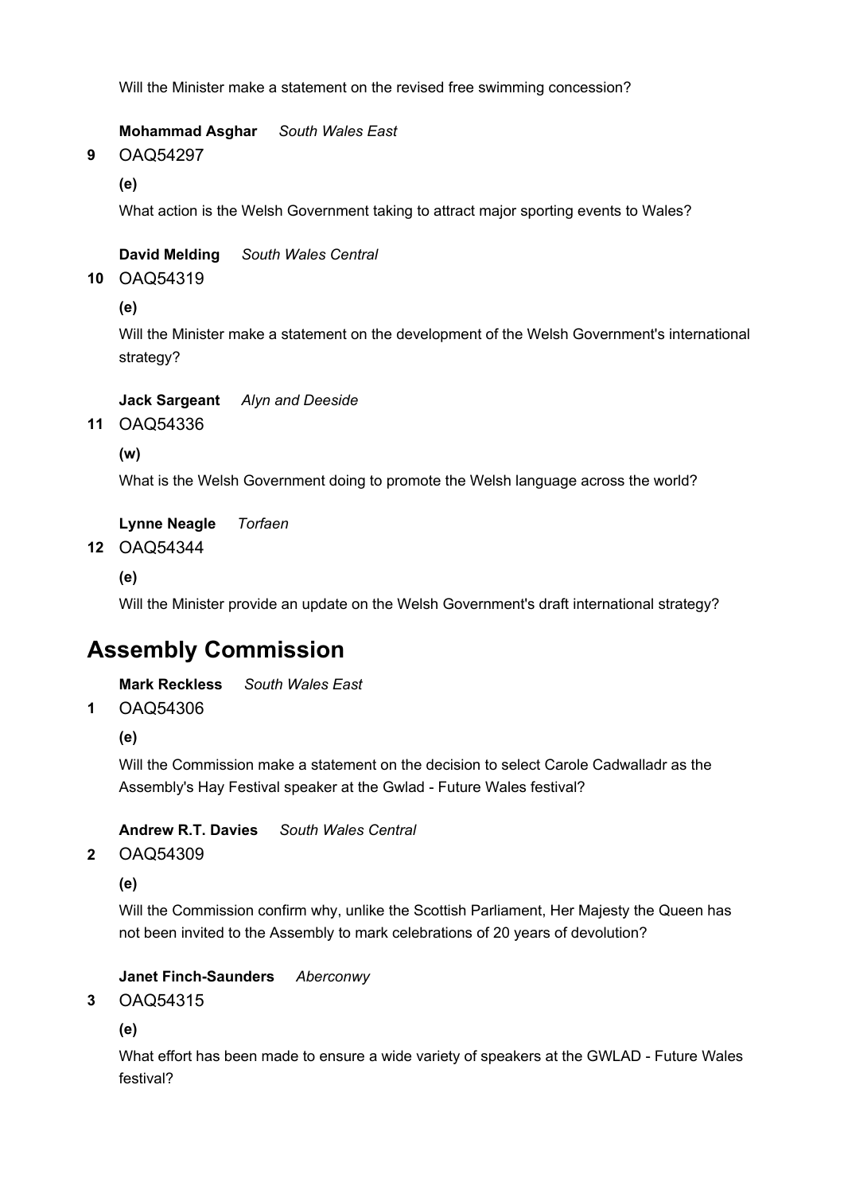Will the Minister make a statement on the revised free swimming concession?

**Mohammad Asghar** *South Wales East*

**9** OAQ54297

**(e)**

What action is the Welsh Government taking to attract major sporting events to Wales?

**David Melding** *South Wales Central*

**10** OAQ54319

**(e)**

Will the Minister make a statement on the development of the Welsh Government's international strategy?

**Jack Sargeant** *Alyn and Deeside*

**11** OAQ54336

**(w)**

What is the Welsh Government doing to promote the Welsh language across the world?

**Lynne Neagle** *Torfaen*

**12** OAQ54344

**(e)**

Will the Minister provide an update on the Welsh Government's draft international strategy?

## Assembly Commission

**Mark Reckless** *South Wales East*

**1** OAQ54306

**(e)**

Will the Commission make a statement on the decision to select Carole Cadwalladr as the Assembly's Hay Festival speaker at the Gwlad - Future Wales festival?

**Andrew R.T. Davies** *South Wales Central*

**2** OAQ54309

**(e)**

Will the Commission confirm why, unlike the Scottish Parliament, Her Majesty the Queen has not been invited to the Assembly to mark celebrations of 20 years of devolution?

**Janet Finch-Saunders** *Aberconwy*

**3** OAQ54315

**(e)**

What effort has been made to ensure a wide variety of speakers at the GWLAD - Future Wales festival?